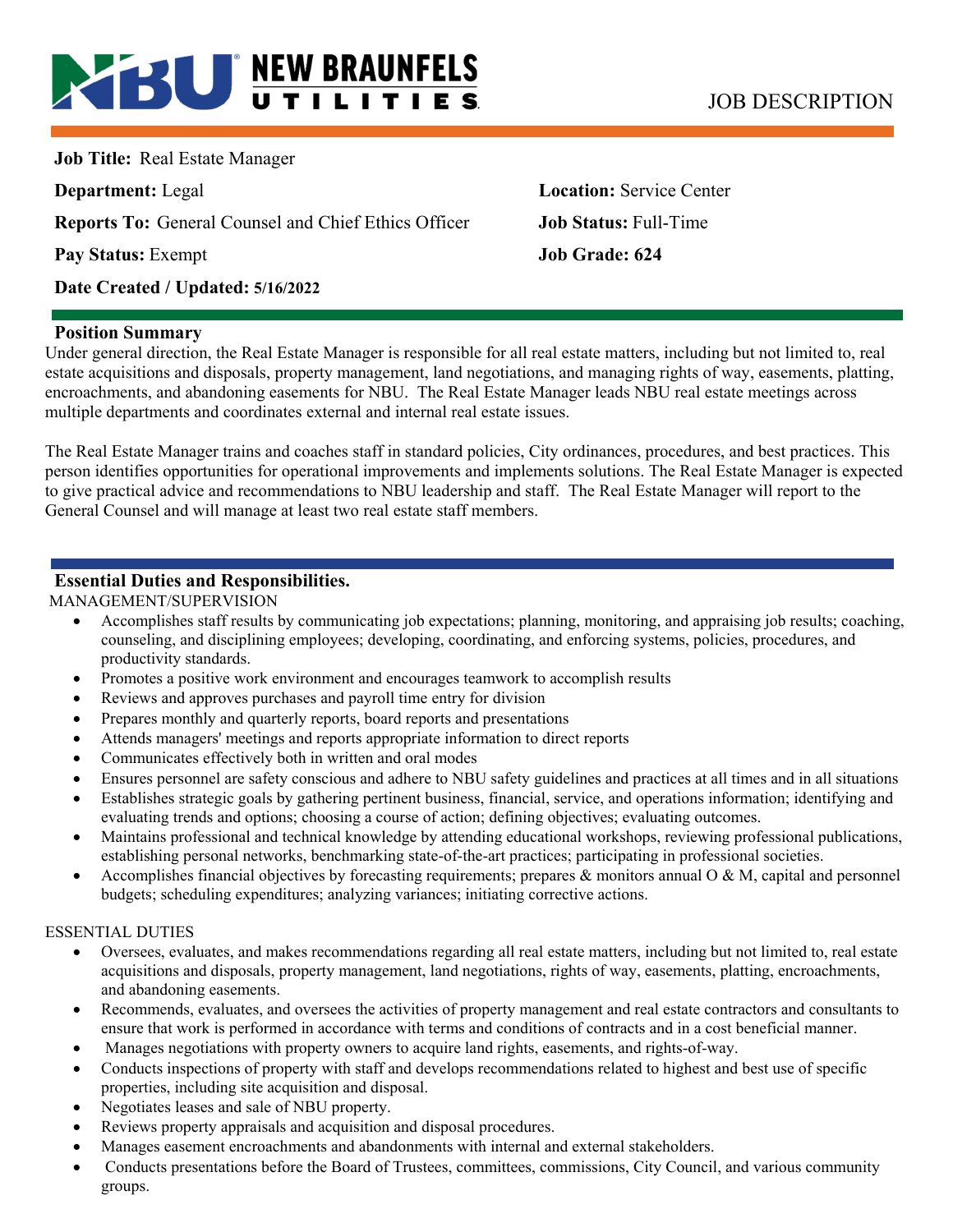NEW BRAUNFELS UTILITIES

JOB DESCRIPTION

**Job Title:** Real Estate Manager

**Department:** Legal

**Location:** Service Center

**Reports To:** General Counsel and Chief Ethics Officer

**Job Status:** Full-Time

**Pay Status:** Exempt

**Job Grade: 624**

**Date Created / Updated: 5/16/2022**

## Position Summary

Under general direction, the Real Estate Manager is responsible for all real estate matters, including but not limited to, real estate acquisitions and disposals, property management, land negotiations, and managing rights of way, easements, platting, encroachments, and abandoning easements for NBU. The Real Estate Manager leads NBU real estate meetings across multiple departments and coordinates external and internal real estate issues.

The Real Estate Manager trains and coaches staff in standard policies, City ordinances, procedures, and best practices. This person identifies opportunities for operational improvements and implements solutions. The Real Estate Manager is expected to give practical advice and recommendations to NBU leadership and staff. The Real Estate Manager will report to the General Counsel and will manage at least two real estate staff members.

## Essential Duties and Responsibilities.

MANAGEMENT/SUPERVISION

- Accomplishes staff results by communicating job expectations; planning, monitoring, and appraising job results; coaching, counseling, and disciplining employees; developing, coordinating, and enforcing systems, policies, procedures, and productivity standards.
- Promotes a positive work environment and encourages teamwork to accomplish results
- Reviews and approves purchases and payroll time entry for division
- Prepares monthly and quarterly reports, board reports and presentations
- Attends managers' meetings and reports appropriate information to direct reports
- Communicates effectively both in written and oral modes
- Ensures personnel are safety conscious and adhere to NBU safety guidelines and practices at all times and in all situations
- Establishes strategic goals by gathering pertinent business, financial, service, and operations information; identifying and evaluating trends and options; choosing a course of action; defining objectives; evaluating outcomes.
- Maintains professional and technical knowledge by attending educational workshops, reviewing professional publications, establishing personal networks, benchmarking state-of-the-art practices; participating in professional societies.
- Accomplishes financial objectives by forecasting requirements; prepares & monitors annual O & M, capital and personnel budgets; scheduling expenditures; analyzing variances; initiating corrective actions.

ESSENTIAL DUTIES

- Oversees, evaluates, and makes recommendations regarding all real estate matters, including but not limited to, real estate acquisitions and disposals, property management, land negotiations, rights of way, easements, platting, encroachments, and abandoning easements.
- Recommends, evaluates, and oversees the activities of property management and real estate contractors and consultants to ensure that work is performed in accordance with terms and conditions of contracts and in a cost beneficial manner.
- Manages negotiations with property owners to acquire land rights, easements, and rights-of-way.
- Conducts inspections of property with staff and develops recommendations related to highest and best use of specific properties, including site acquisition and disposal.
- Negotiates leases and sale of NBU property.
- Reviews property appraisals and acquisition and disposal procedures.
- Manages easement encroachments and abandonments with internal and external stakeholders.
- Conducts presentations before the Board of Trustees, committees, commissions, City Council, and various community groups.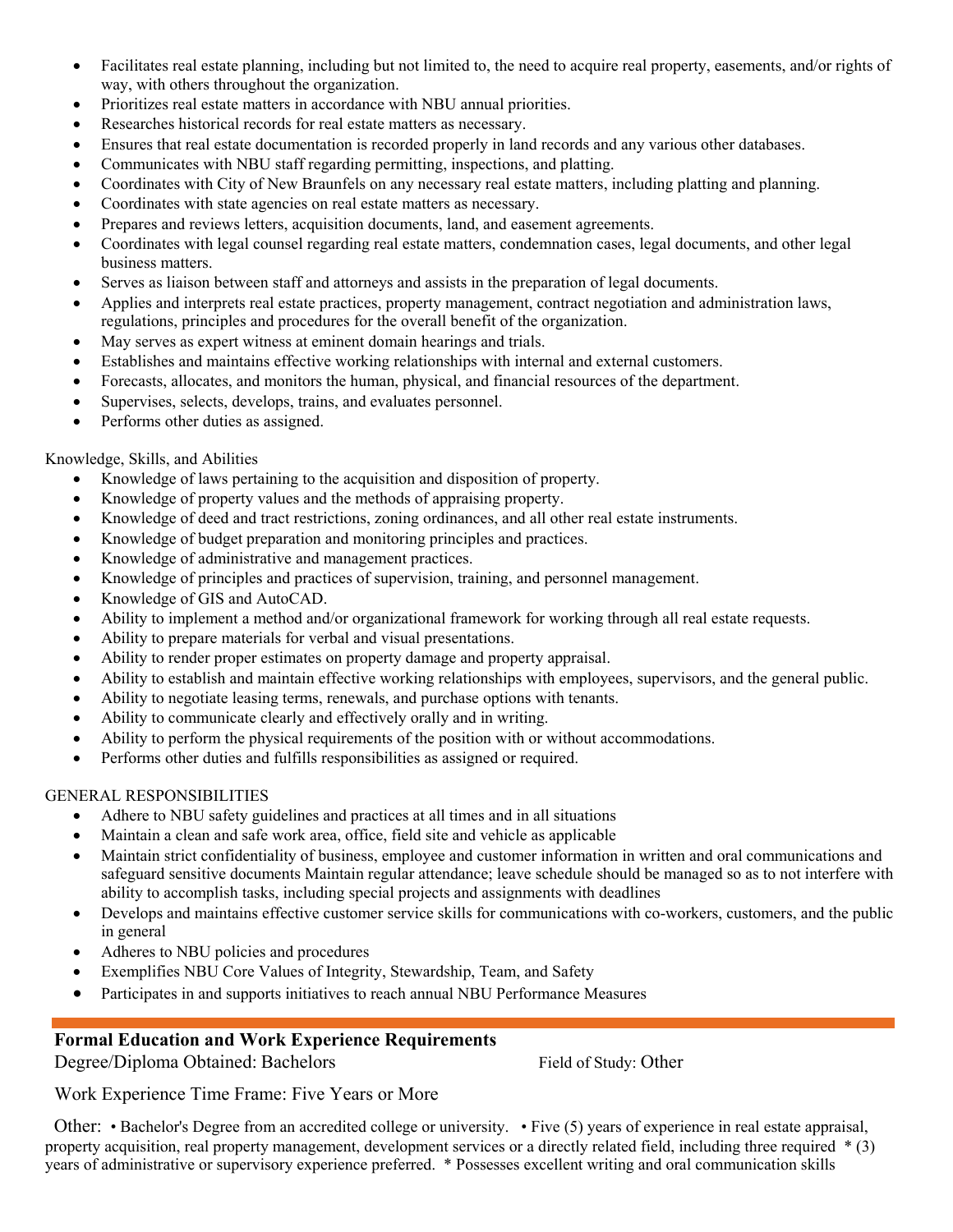- Facilitates real estate planning, including but not limited to, the need to acquire real property, easements, and/or rights of way, with others throughout the organization.
- Prioritizes real estate matters in accordance with NBU annual priorities.
- Researches historical records for real estate matters as necessary.
- Ensures that real estate documentation is recorded properly in land records and any various other databases.
- Communicates with NBU staff regarding permitting, inspections, and platting.
- Coordinates with City of New Braunfels on any necessary real estate matters, including platting and planning.
- Coordinates with state agencies on real estate matters as necessary.
- Prepares and reviews letters, acquisition documents, land, and easement agreements.
- Coordinates with legal counsel regarding real estate matters, condemnation cases, legal documents, and other legal business matters.
- Serves as liaison between staff and attorneys and assists in the preparation of legal documents.
- Applies and interprets real estate practices, property management, contract negotiation and administration laws, regulations, principles and procedures for the overall benefit of the organization.
- May serves as expert witness at eminent domain hearings and trials.
- Establishes and maintains effective working relationships with internal and external customers.
- Forecasts, allocates, and monitors the human, physical, and financial resources of the department.
- Supervises, selects, develops, trains, and evaluates personnel.
- Performs other duties as assigned.

Knowledge, Skills, and Abilities

- Knowledge of laws pertaining to the acquisition and disposition of property.
- Knowledge of property values and the methods of appraising property.
- Knowledge of deed and tract restrictions, zoning ordinances, and all other real estate instruments.
- Knowledge of budget preparation and monitoring principles and practices.
- Knowledge of administrative and management practices.
- Knowledge of principles and practices of supervision, training, and personnel management.
- Knowledge of GIS and AutoCAD.
- Ability to implement a method and/or organizational framework for working through all real estate requests.
- Ability to prepare materials for verbal and visual presentations.
- Ability to render proper estimates on property damage and property appraisal.
- Ability to establish and maintain effective working relationships with employees, supervisors, and the general public.
- Ability to negotiate leasing terms, renewals, and purchase options with tenants.
- Ability to communicate clearly and effectively orally and in writing.
- Ability to perform the physical requirements of the position with or without accommodations.
- Performs other duties and fulfills responsibilities as assigned or required.

GENERAL RESPONSIBILITIES

- Adhere to NBU safety guidelines and practices at all times and in all situations
- Maintain a clean and safe work area, office, field site and vehicle as applicable
- Maintain strict confidentiality of business, employee and customer information in written and oral communications and safeguard sensitive documents Maintain regular attendance; leave schedule should be managed so as to not interfere with ability to accomplish tasks, including special projects and assignments with deadlines
- Develops and maintains effective customer service skills for communications with co-workers, customers, and the public in general
- Adheres to NBU policies and procedures
- Exemplifies NBU Core Values of Integrity, Stewardship, Team, and Safety
- Participates in and supports initiatives to reach annual NBU Performance Measures

## Formal Education and Work Experience Requirements

Degree/Diploma Obtained: Bachelors Field of Study: Other

Work Experience Time Frame: Five Years or More

Other: • Bachelor's Degree from an accredited college or university. • Five (5) years of experience in real estate appraisal, property acquisition, real property management, development services or a directly related field, including three required * (3) years of administrative or supervisory experience preferred. * Possesses excellent writing and oral communication skills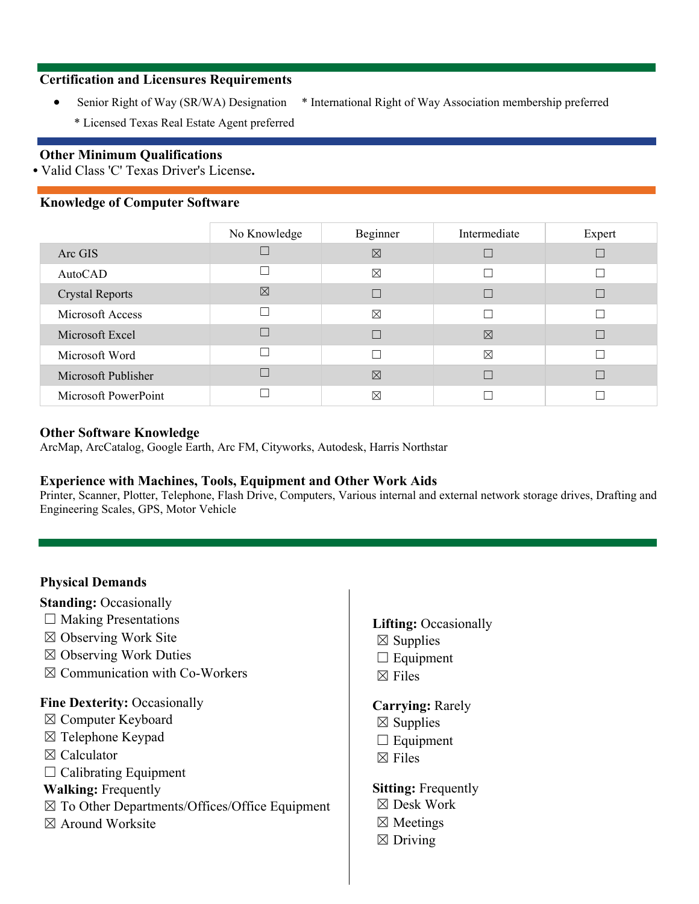## Certification and Licensures Requirements

- Senior Right of Way (SR/WA) Designation * International Right of Way Association membership preferred
  * Licensed Texas Real Estate Agent preferred

## Other Minimum Qualifications

• Valid Class 'C' Texas Driver's License.

## Knowledge of Computer Software

| | No Knowledge | Beginner | Intermediate | Expert |
|---|---|---|---|---|
| Arc GIS | ☐ | ☒ | ☐ | ☐ |
| AutoCAD | ☐ | ☒ | ☐ | ☐ |
| Crystal Reports | ☒ | ☐ | ☐ | ☐ |
| Microsoft Access | ☐ | ☒ | ☐ | ☐ |
| Microsoft Excel | ☐ | ☐ | ☒ | ☐ |
| Microsoft Word | ☐ | ☐ | ☒ | ☐ |
| Microsoft Publisher | ☐ | ☒ | ☐ | ☐ |
| Microsoft PowerPoint | ☐ | ☒ | ☐ | ☐ |

### Other Software Knowledge

ArcMap, ArcCatalog, Google Earth, Arc FM, Cityworks, Autodesk, Harris Northstar

### Experience with Machines, Tools, Equipment and Other Work Aids

Printer, Scanner, Plotter, Telephone, Flash Drive, Computers, Various internal and external network storage drives, Drafting and Engineering Scales, GPS, Motor Vehicle

## Physical Demands

**Standing:** Occasionally
☐ Making Presentations
☒ Observing Work Site
☒ Observing Work Duties
☒ Communication with Co-Workers

**Fine Dexterity:** Occasionally
☒ Computer Keyboard
☒ Telephone Keypad
☒ Calculator
☐ Calibrating Equipment

**Walking:** Frequently
☒ To Other Departments/Offices/Office Equipment
☒ Around Worksite

**Lifting:** Occasionally
☒ Supplies
☐ Equipment
☒ Files

**Carrying:** Rarely
☒ Supplies
☐ Equipment
☒ Files

**Sitting:** Frequently
☒ Desk Work
☒ Meetings
☒ Driving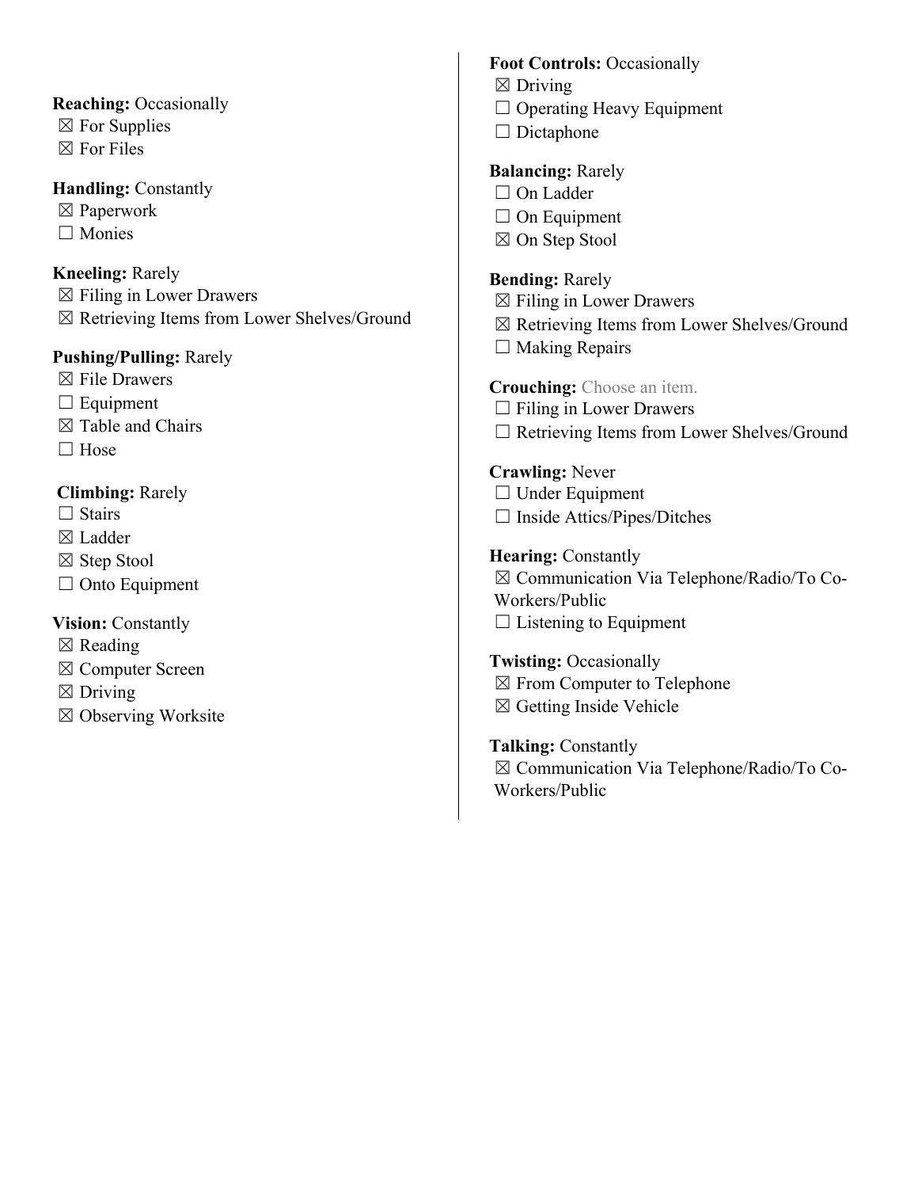**Reaching:** Occasionally
☒ For Supplies
☒ For Files

**Handling:** Constantly
☒ Paperwork
☐ Monies

**Kneeling:** Rarely
☒ Filing in Lower Drawers
☒ Retrieving Items from Lower Shelves/Ground

**Pushing/Pulling:** Rarely
☒ File Drawers
☐ Equipment
☒ Table and Chairs
☐ Hose

**Climbing:** Rarely
☐ Stairs
☒ Ladder
☒ Step Stool
☐ Onto Equipment

**Vision:** Constantly
☒ Reading
☒ Computer Screen
☒ Driving
☒ Observing Worksite

**Foot Controls:** Occasionally
☒ Driving
☐ Operating Heavy Equipment
☐ Dictaphone

**Balancing:** Rarely
☐ On Ladder
☐ On Equipment
☒ On Step Stool

**Bending:** Rarely
☒ Filing in Lower Drawers
☒ Retrieving Items from Lower Shelves/Ground
☐ Making Repairs

**Crouching:** Choose an item.
☐ Filing in Lower Drawers
☐ Retrieving Items from Lower Shelves/Ground

**Crawling:** Never
☐ Under Equipment
☐ Inside Attics/Pipes/Ditches

**Hearing:** Constantly
☒ Communication Via Telephone/Radio/To Co-Workers/Public
☐ Listening to Equipment

**Twisting:** Occasionally
☒ From Computer to Telephone
☒ Getting Inside Vehicle

**Talking:** Constantly
☒ Communication Via Telephone/Radio/To Co-Workers/Public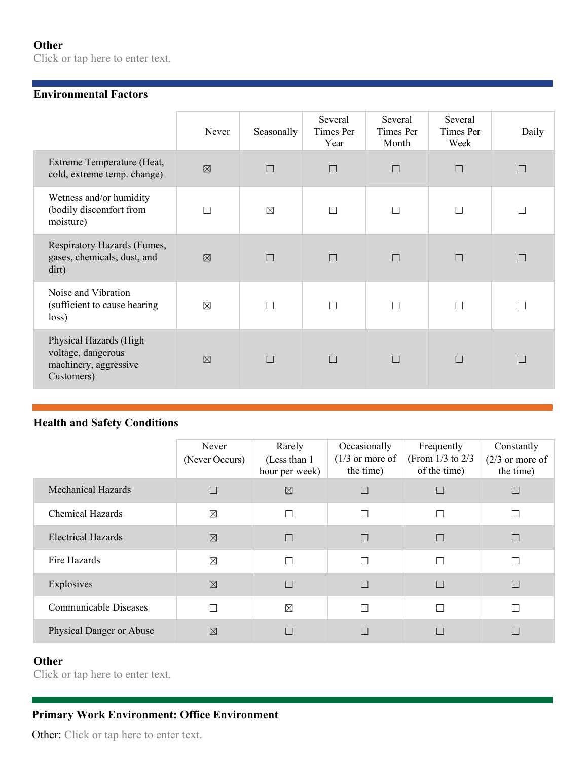**Other**

Click or tap here to enter text.

**Environmental Factors**

| | Never | Seasonally | Several Times Per Year | Several Times Per Month | Several Times Per Week | Daily |
|---|---|---|---|---|---|---|
| Extreme Temperature (Heat, cold, extreme temp. change) | ☒ | ☐ | ☐ | ☐ | ☐ | ☐ |
| Wetness and/or humidity (bodily discomfort from moisture) | ☐ | ☒ | ☐ | ☐ | ☐ | ☐ |
| Respiratory Hazards (Fumes, gases, chemicals, dust, and dirt) | ☒ | ☐ | ☐ | ☐ | ☐ | ☐ |
| Noise and Vibration (sufficient to cause hearing loss) | ☒ | ☐ | ☐ | ☐ | ☐ | ☐ |
| Physical Hazards (High voltage, dangerous machinery, aggressive Customers) | ☒ | ☐ | ☐ | ☐ | ☐ | ☐ |

**Health and Safety Conditions**

| | Never (Never Occurs) | Rarely (Less than 1 hour per week) | Occasionally (1/3 or more of the time) | Frequently (From 1/3 to 2/3 of the time) | Constantly (2/3 or more of the time) |
|---|---|---|---|---|---|
| Mechanical Hazards | ☐ | ☒ | ☐ | ☐ | ☐ |
| Chemical Hazards | ☒ | ☐ | ☐ | ☐ | ☐ |
| Electrical Hazards | ☒ | ☐ | ☐ | ☐ | ☐ |
| Fire Hazards | ☒ | ☐ | ☐ | ☐ | ☐ |
| Explosives | ☒ | ☐ | ☐ | ☐ | ☐ |
| Communicable Diseases | ☐ | ☒ | ☐ | ☐ | ☐ |
| Physical Danger or Abuse | ☒ | ☐ | ☐ | ☐ | ☐ |

**Other**

Click or tap here to enter text.

**Primary Work Environment: Office Environment**

Other: Click or tap here to enter text.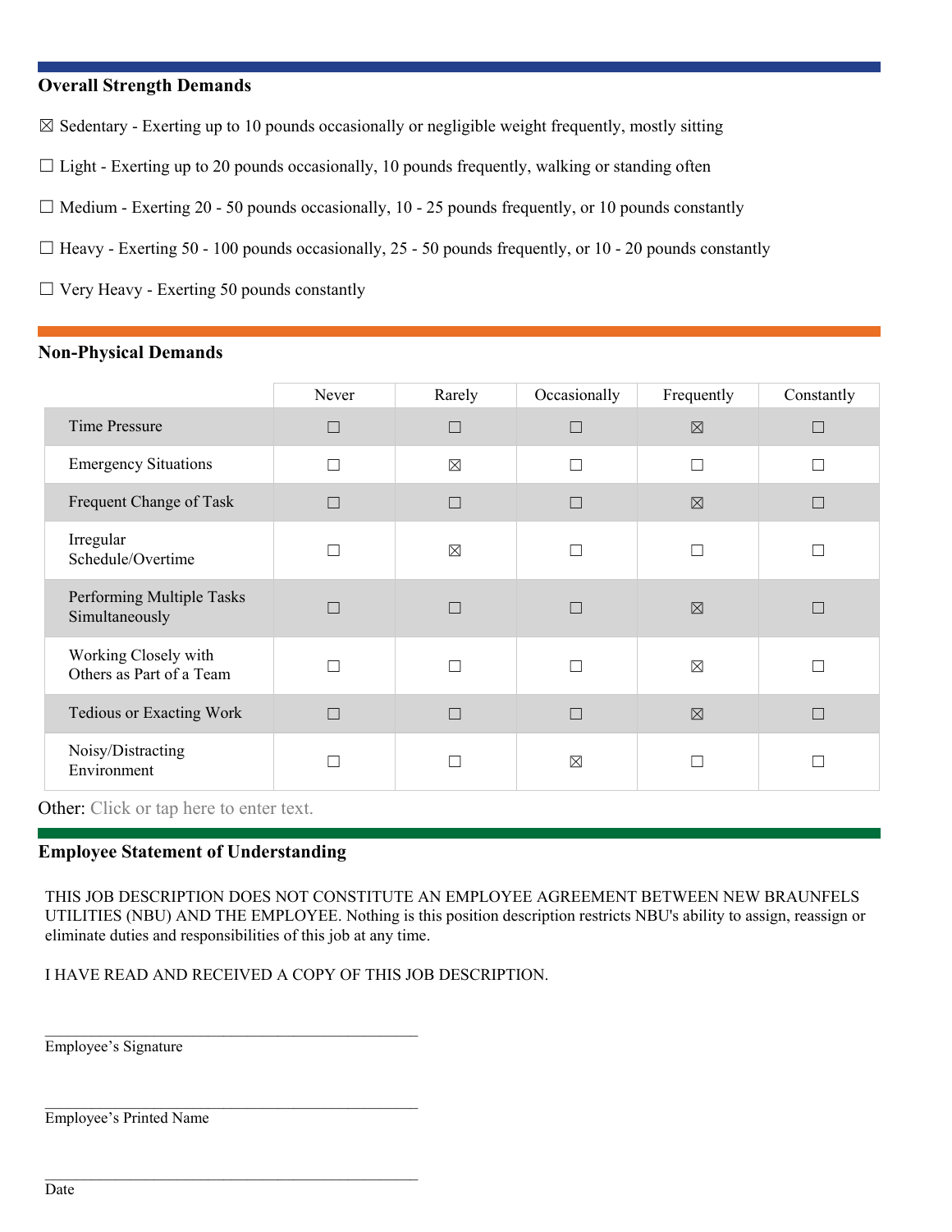## Overall Strength Demands

☒ Sedentary - Exerting up to 10 pounds occasionally or negligible weight frequently, mostly sitting

☐ Light - Exerting up to 20 pounds occasionally, 10 pounds frequently, walking or standing often

☐ Medium - Exerting 20 - 50 pounds occasionally, 10 - 25 pounds frequently, or 10 pounds constantly

☐ Heavy - Exerting 50 - 100 pounds occasionally, 25 - 50 pounds frequently, or 10 - 20 pounds constantly

☐ Very Heavy - Exerting 50 pounds constantly

## Non-Physical Demands

| | Never | Rarely | Occasionally | Frequently | Constantly |
|---|---|---|---|---|---|
| Time Pressure | ☐ | ☐ | ☐ | ☒ | ☐ |
| Emergency Situations | ☐ | ☒ | ☐ | ☐ | ☐ |
| Frequent Change of Task | ☐ | ☐ | ☐ | ☒ | ☐ |
| Irregular Schedule/Overtime | ☐ | ☒ | ☐ | ☐ | ☐ |
| Performing Multiple Tasks Simultaneously | ☐ | ☐ | ☐ | ☒ | ☐ |
| Working Closely with Others as Part of a Team | ☐ | ☐ | ☐ | ☒ | ☐ |
| Tedious or Exacting Work | ☐ | ☐ | ☐ | ☒ | ☐ |
| Noisy/Distracting Environment | ☐ | ☐ | ☒ | ☐ | ☐ |

Other: Click or tap here to enter text.

## Employee Statement of Understanding

THIS JOB DESCRIPTION DOES NOT CONSTITUTE AN EMPLOYEE AGREEMENT BETWEEN NEW BRAUNFELS UTILITIES (NBU) AND THE EMPLOYEE. Nothing is this position description restricts NBU's ability to assign, reassign or eliminate duties and responsibilities of this job at any time.

I HAVE READ AND RECEIVED A COPY OF THIS JOB DESCRIPTION.

_______________________________________________
Employee's Signature

_______________________________________________
Employee's Printed Name

_______________________________________________
Date